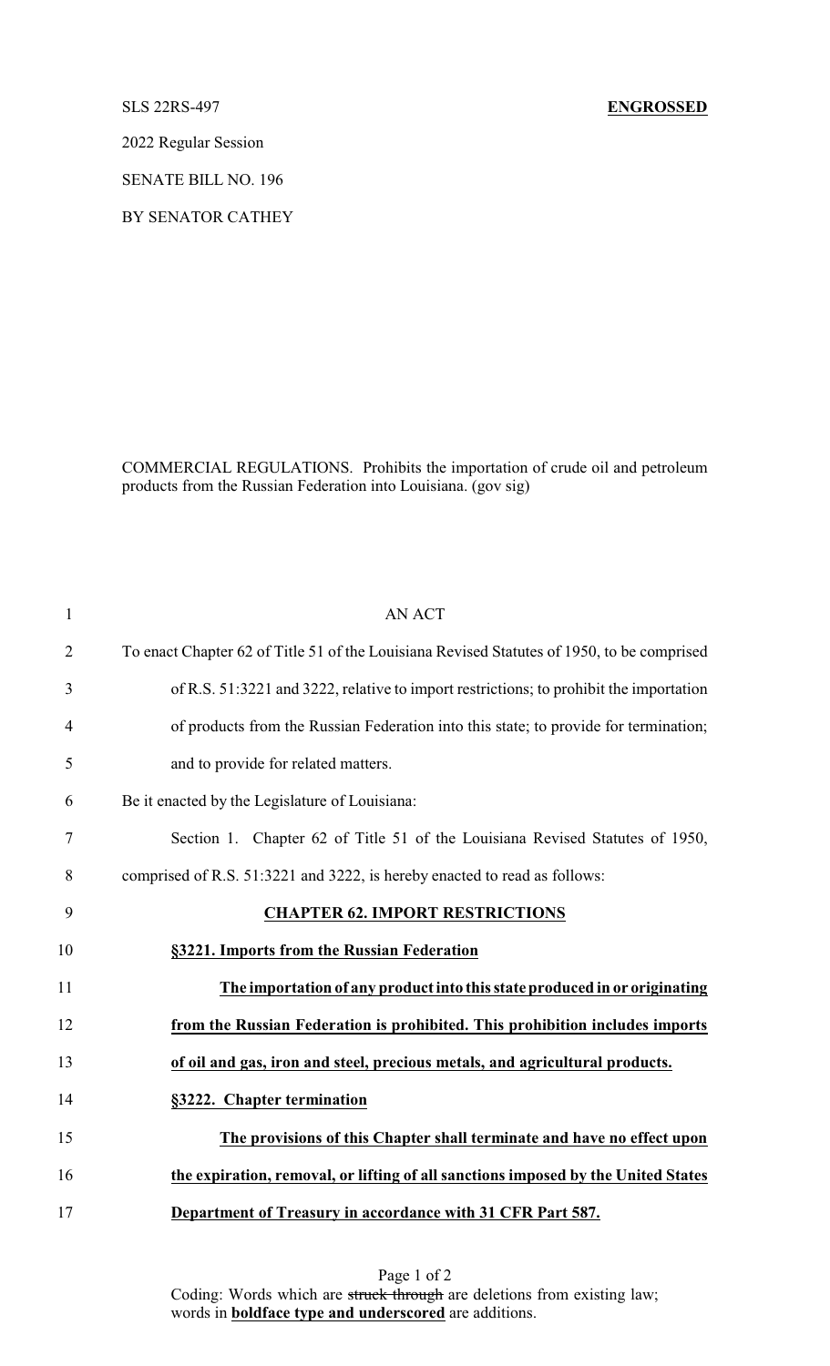SLS 22RS-497 **ENGROSSED**

2022 Regular Session

SENATE BILL NO. 196

BY SENATOR CATHEY

COMMERCIAL REGULATIONS. Prohibits the importation of crude oil and petroleum products from the Russian Federation into Louisiana. (gov sig)

AN ACT

To enact Chapter 62 of Title 51 of the Louisiana Revised Statutes of 1950, to be comprised of R.S. 51:3221 and 3222, relative to import restrictions; to prohibit the importation of products from the Russian Federation into this state; to provide for termination; and to provide for related matters.

Be it enacted by the Legislature of Louisiana:

Section 1. Chapter 62 of Title 51 of the Louisiana Revised Statutes of 1950, comprised of R.S. 51:3221 and 3222, is hereby enacted to read as follows:

**CHAPTER 62. IMPORT RESTRICTIONS**

**§3221. Imports from the Russian Federation**

**The importation of any product into this state produced in or originating from the Russian Federation is prohibited. This prohibition includes imports of oil and gas, iron and steel, precious metals, and agricultural products.**

**§3222. Chapter termination**

**The provisions of this Chapter shall terminate and have no effect upon the expiration, removal, or lifting of all sanctions imposed by the United States Department of Treasury in accordance with 31 CFR Part 587.**

Coding: Words which are ~~struck through~~ are deletions from existing law; words in **boldface type and underscored** are additions.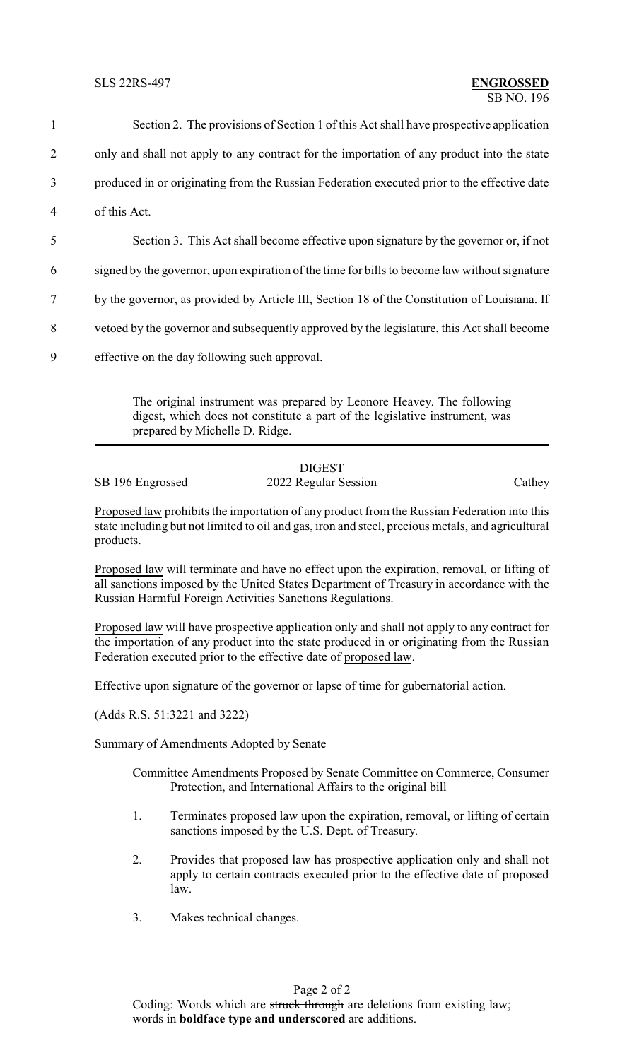Section 2. The provisions of Section 1 of this Act shall have prospective application only and shall not apply to any contract for the importation of any product into the state produced in or originating from the Russian Federation executed prior to the effective date of this Act.

Section 3. This Act shall become effective upon signature by the governor or, if not signed by the governor, upon expiration of the time for bills to become law without signature by the governor, as provided by Article III, Section 18 of the Constitution of Louisiana. If vetoed by the governor and subsequently approved by the legislature, this Act shall become effective on the day following such approval.

---

The original instrument was prepared by Leonore Heavey. The following digest, which does not constitute a part of the legislative instrument, was prepared by Michelle D. Ridge.

---

DIGEST

SB 196 Engrossed 2022 Regular Session Cathey

Proposed law prohibits the importation of any product from the Russian Federation into this state including but not limited to oil and gas, iron and steel, precious metals, and agricultural products.

Proposed law will terminate and have no effect upon the expiration, removal, or lifting of all sanctions imposed by the United States Department of Treasury in accordance with the Russian Harmful Foreign Activities Sanctions Regulations.

Proposed law will have prospective application only and shall not apply to any contract for the importation of any product into the state produced in or originating from the Russian Federation executed prior to the effective date of proposed law.

Effective upon signature of the governor or lapse of time for gubernatorial action.

(Adds R.S. 51:3221 and 3222)

Summary of Amendments Adopted by Senate

Committee Amendments Proposed by Senate Committee on Commerce, Consumer Protection, and International Affairs to the original bill

1. Terminates proposed law upon the expiration, removal, or lifting of certain sanctions imposed by the U.S. Dept. of Treasury.
2. Provides that proposed law has prospective application only and shall not apply to certain contracts executed prior to the effective date of proposed law.
3. Makes technical changes.